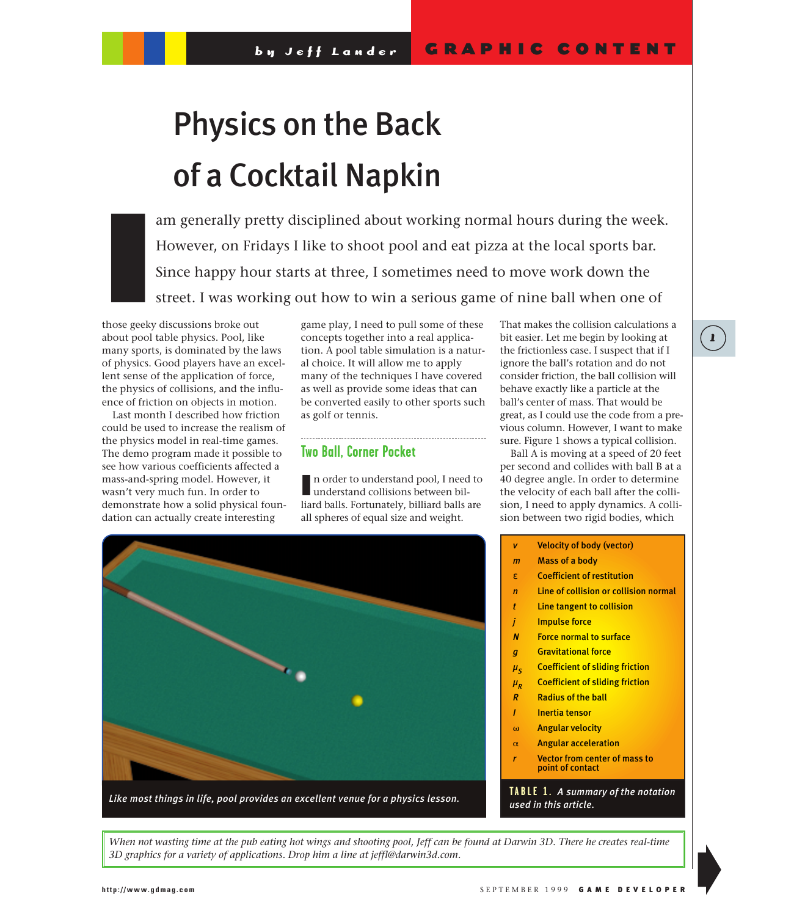# Physics on the Back of a Cocktail Napkin

I am generally pretty disciplined about working normal hours during the week. However, on Fridays I like to shoot pool and eat pizza at the local sports bar. Since happy hour starts at three, I sometimes need to move work down the street. I was working out how to win a serious game of nine ball when one of those geeky discussions broke out about pool table physics. Pool, like many sports, is dominated by the laws of physics. Good players have an excellent sense of the application of force, the physics of collisions, and the influence of friction on objects in motion.

Last month I described how friction could be used to increase the realism of the physics model in real-time games. The demo program made it possible to see how various coefficients affected a mass-and-spring model. However, it wasn't very much fun. In order to demonstrate how a solid physical foundation can actually create interesting game play, I need to pull some of these concepts together into a real application. A pool table simulation is a natural choice. It will allow me to apply many of the techniques I have covered as well as provide some ideas that can be converted easily to other sports such as golf or tennis.

## Two Ball, Corner Pocket

In order to understand pool, I need to understand collisions between billiard balls. Fortunately, billiard balls are all spheres of equal size and weight. That makes the collision calculations a bit easier. Let me begin by looking at the frictionless case. I suspect that if I ignore the ball's rotation and do not consider friction, the ball collision will behave exactly like a particle at the ball's center of mass. That would be great, as I could use the code from a previous column. However, I want to make sure. Figure 1 shows a typical collision.

Ball A is moving at a speed of 20 feet per second and collides with ball B at a 40 degree angle. In order to determine the velocity of each ball after the collision, I need to apply dynamics. A collision between two rigid bodies, which

*Like most things in life, pool provides an excellent venue for a physics lesson.*

| Symbol | Meaning |
|---|---|
| $v$ | Velocity of body (vector) |
| $m$ | Mass of a body |
| $\varepsilon$ | Coefficient of restitution |
| $n$ | Line of collision or collision normal |
| $t$ | Line tangent to collision |
| $j$ | Impulse force |
| $N$ | Force normal to surface |
| $g$ | Gravitational force |
| $\mu_S$ | Coefficient of sliding friction |
| $\mu_R$ | Coefficient of sliding friction |
| $R$ | Radius of the ball |
| $I$ | Inertia tensor |
| $\omega$ | Angular velocity |
| $\alpha$ | Angular acceleration |
| $r$ | Vector from center of mass to point of contact |

**TABLE 1.** *A summary of the notation used in this article.*

*When not wasting time at the pub eating hot wings and shooting pool, Jeff can be found at Darwin 3D. There he creates real-time 3D graphics for a variety of applications. Drop him a line at jeffl@darwin3d.com.*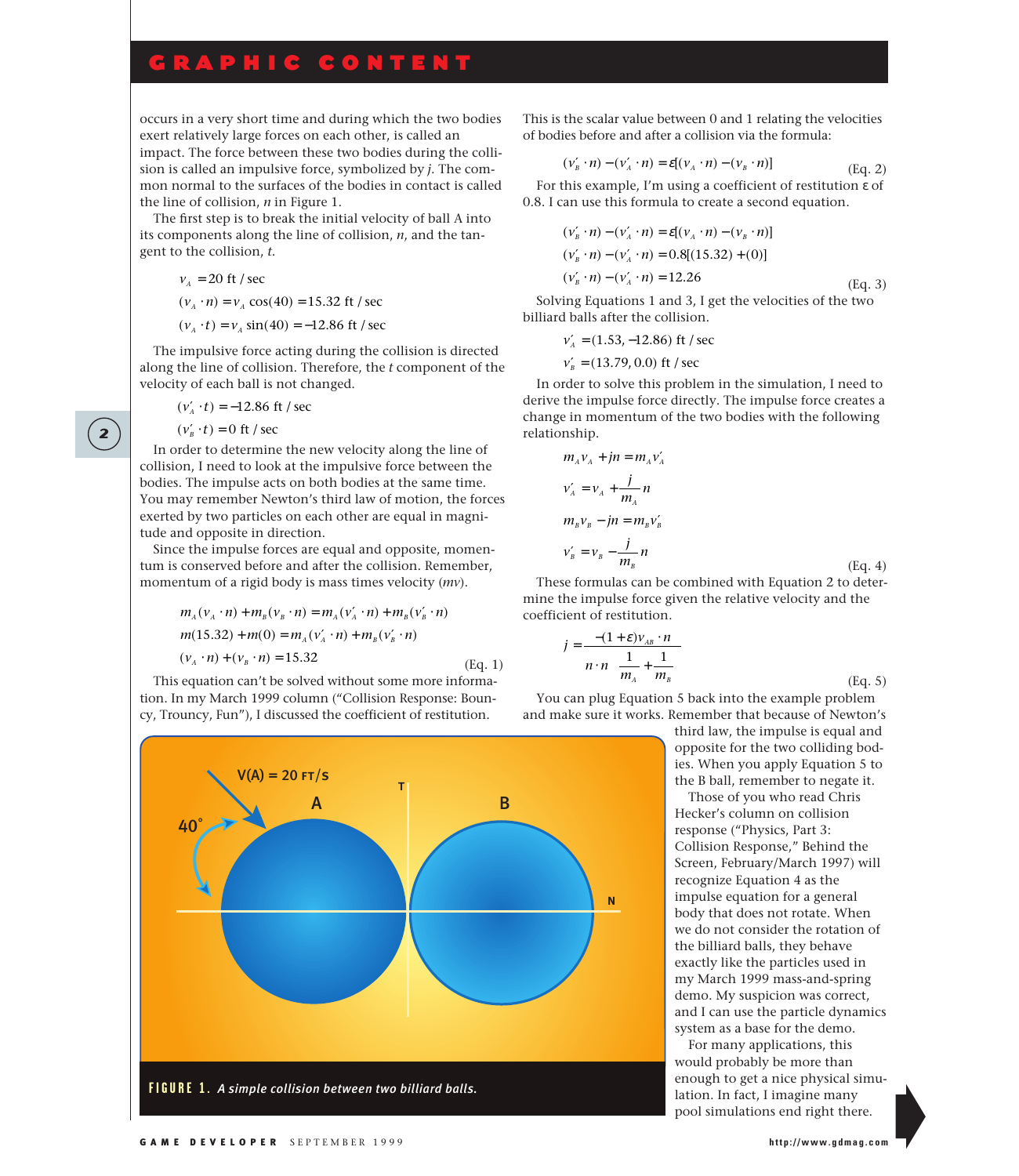occurs in a very short time and during which the two bodies exert relatively large forces on each other, is called an impact. The force between these two bodies during the collision is called an impulsive force, symbolized by $j$. The common normal to the surfaces of the bodies in contact is called the line of collision, $n$ in Figure 1.

The first step is to break the initial velocity of ball A into its components along the line of collision, $n$, and the tangent to the collision, $t$.

$$v_A = 20 \text{ ft / sec}$$
$$(v_A \cdot n) = v_A \cos(40) = 15.32 \text{ ft / sec}$$
$$(v_A \cdot t) = v_A \sin(40) = -12.86 \text{ ft / sec}$$

The impulsive force acting during the collision is directed along the line of collision. Therefore, the $t$ component of the velocity of each ball is not changed.

$$(v'_A \cdot t) = -12.86 \text{ ft / sec}$$
$$(v'_B \cdot t) = 0 \text{ ft / sec}$$

In order to determine the new velocity along the line of collision, I need to look at the impulsive force between the bodies. The impulse acts on both bodies at the same time. You may remember Newton's third law of motion, the forces exerted by two particles on each other are equal in magnitude and opposite in direction.

Since the impulse forces are equal and opposite, momentum is conserved before and after the collision. Remember, momentum of a rigid body is mass times velocity ($mv$).

$$m_A(v_A \cdot n) + m_B(v_B \cdot n) = m_A(v'_A \cdot n) + m_B(v'_B \cdot n)$$
$$m(15.32) + m(0) = m_A(v'_A \cdot n) + m_B(v'_B \cdot n)$$
$$(v_A \cdot n) + (v_B \cdot n) = 15.32 \qquad \text{(Eq. 1)}$$

This equation can't be solved without some more information. In my March 1999 column ("Collision Response: Bouncy, Trouncy, Fun"), I discussed the coefficient of restitution. This is the scalar value between 0 and 1 relating the velocities of bodies before and after a collision via the formula:

$$(v'_B \cdot n) - (v'_A \cdot n) = \varepsilon[(v_A \cdot n) - (v_B \cdot n)] \qquad \text{(Eq. 2)}$$

For this example, I'm using a coefficient of restitution ε of 0.8. I can use this formula to create a second equation.

$$(v'_B \cdot n) - (v'_A \cdot n) = \varepsilon[(v_A \cdot n) - (v_B \cdot n)]$$
$$(v'_B \cdot n) - (v'_A \cdot n) = 0.8[(15.32) + (0)]$$
$$(v'_B \cdot n) - (v'_A \cdot n) = 12.26 \qquad \text{(Eq. 3)}$$

Solving Equations 1 and 3, I get the velocities of the two billiard balls after the collision.

$$v'_A = (1.53, -12.86) \text{ ft / sec}$$
$$v'_B = (13.79, 0.0) \text{ ft / sec}$$

In order to solve this problem in the simulation, I need to derive the impulse force directly. The impulse force creates a change in momentum of the two bodies with the following relationship.

$$m_A v_A + jn = m_A v'_A$$
$$v'_A = v_A + \frac{j}{m_A} n$$
$$m_B v_B - jn = m_B v'_B$$
$$v'_B = v_B - \frac{j}{m_B} n \qquad \text{(Eq. 4)}$$

These formulas can be combined with Equation 2 to determine the impulse force given the relative velocity and the coefficient of restitution.

$$j = \frac{-(1+\varepsilon) v_{AB} \cdot n}{n \cdot n \left( \frac{1}{m_A} + \frac{1}{m_B} \right)} \qquad \text{(Eq. 5)}$$

You can plug Equation 5 back into the example problem and make sure it works. Remember that because of Newton's third law, the impulse is equal and opposite for the two colliding bodies. When you apply Equation 5 to the B ball, remember to negate it.

Those of you who read Chris Hecker's column on collision response ("Physics, Part 3: Collision Response," Behind the Screen, February/March 1997) will recognize Equation 4 as the impulse equation for a general body that does not rotate. When we do not consider the rotation of the billiard balls, they behave exactly like the particles used in my March 1999 mass-and-spring demo. My suspicion was correct, and I can use the particle dynamics system as a base for the demo.

For many applications, this would probably be more than enough to get a nice physical simulation. In fact, I imagine many pool simulations end right there.

**FIGURE 1.** *A simple collision between two billiard balls.*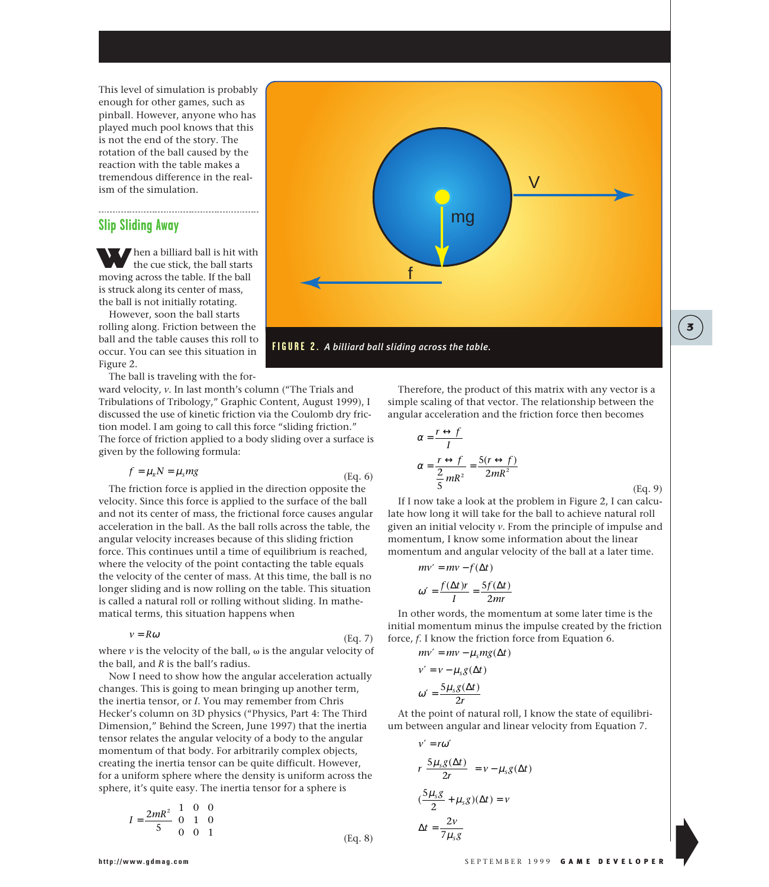This level of simulation is probably enough for other games, such as pinball. However, anyone who has played much pool knows that this is not the end of the story. The rotation of the ball caused by the reaction with the table makes a tremendous difference in the realism of the simulation.

## Slip Sliding Away

When a billiard ball is hit with the cue stick, the ball starts moving across the table. If the ball is struck along its center of mass, the ball is not initially rotating.

However, soon the ball starts rolling along. Friction between the ball and the table causes this roll to occur. You can see this situation in Figure 2.

**FIGURE 2.** *A billiard ball sliding across the table.*

The ball is traveling with the forward velocity, $v$. In last month's column ("The Trials and Tribulations of Tribology," Graphic Content, August 1999), I discussed the use of kinetic friction via the Coulomb dry friction model. I am going to call this force "sliding friction." The force of friction applied to a body sliding over a surface is given by the following formula:

$$f = \mu_k N = \mu_s mg \quad \text{(Eq. 6)}$$

The friction force is applied in the direction opposite the velocity. Since this force is applied to the surface of the ball and not its center of mass, the frictional force causes angular acceleration in the ball. As the ball rolls across the table, the angular velocity increases because of this sliding friction force. This continues until a time of equilibrium is reached, where the velocity of the point contacting the table equals the velocity of the center of mass. At this time, the ball is no longer sliding and is now rolling on the table. This situation is called a natural roll or rolling without sliding. In mathematical terms, this situation happens when

$$v = R\omega \quad \text{(Eq. 7)}$$

where $v$ is the velocity of the ball, $\omega$ is the angular velocity of the ball, and $R$ is the ball's radius.

Now I need to show how the angular acceleration actually changes. This is going to mean bringing up another term, the inertia tensor, or $I$. You may remember from Chris Hecker's column on 3D physics ("Physics, Part 4: The Third Dimension," Behind the Screen, June 1997) that the inertia tensor relates the angular velocity of a body to the angular momentum of that body. For arbitrarily complex objects, creating the inertia tensor can be quite difficult. However, for a uniform sphere where the density is uniform across the sphere, it's quite easy. The inertia tensor for a sphere is

$$I = \frac{2mR^2}{5}\begin{bmatrix} 1 & 0 & 0 \\ 0 & 1 & 0 \\ 0 & 0 & 1 \end{bmatrix} \quad \text{(Eq. 8)}$$

Therefore, the product of this matrix with any vector is a simple scaling of that vector. The relationship between the angular acceleration and the friction force then becomes

$$\alpha = \frac{r \leftrightarrow f}{I}$$

$$\alpha = \frac{r \leftrightarrow f}{\frac{2}{5}mR^2} = \frac{5(r \leftrightarrow f)}{2mR^2} \quad \text{(Eq. 9)}$$

If I now take a look at the problem in Figure 2, I can calculate how long it will take for the ball to achieve natural roll given an initial velocity $v$. From the principle of impulse and momentum, I know some information about the linear momentum and angular velocity of the ball at a later time.

$$mv' = mv - f(\Delta t)$$

$$\omega' = \frac{f(\Delta t)r}{I} = \frac{5f(\Delta t)}{2mr}$$

In other words, the momentum at some later time is the initial momentum minus the impulse created by the friction force, $f$. I know the friction force from Equation 6.

$$mv' = mv - \mu_s mg(\Delta t)$$

$$v' = v - \mu_s g(\Delta t)$$

$$\omega' = \frac{5\mu_s g(\Delta t)}{2r}$$

At the point of natural roll, I know the state of equilibrium between angular and linear velocity from Equation 7.

$$v' = r\omega'$$

$$r\left(\frac{5\mu_s g(\Delta t)}{2r}\right) = v - \mu_s g(\Delta t)$$

$$\left(\frac{5\mu_s g}{2} + \mu_s g\right)(\Delta t) = v$$

$$\Delta t = \frac{2v}{7\mu_s g}$$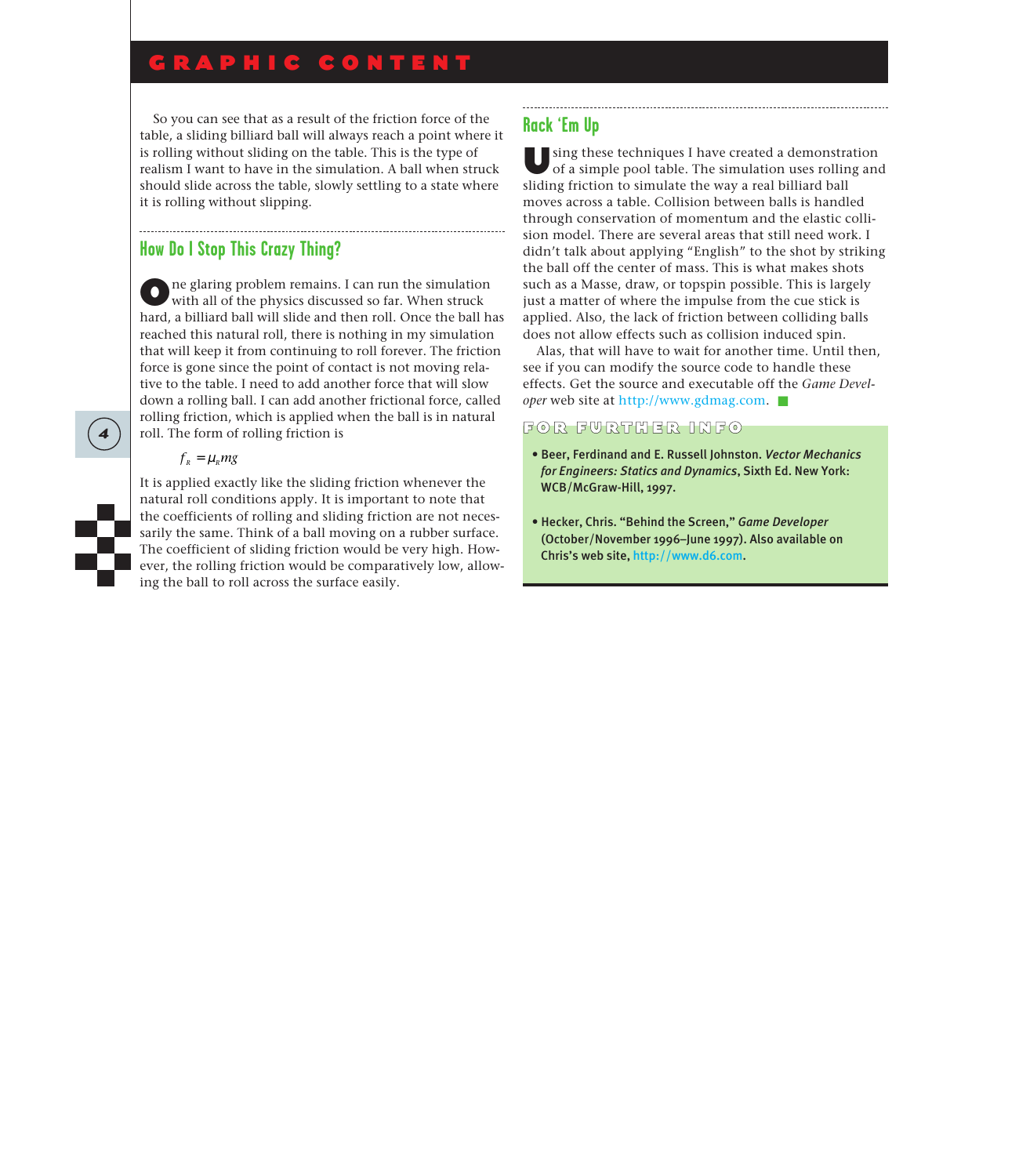So you can see that as a result of the friction force of the table, a sliding billiard ball will always reach a point where it is rolling without sliding on the table. This is the type of realism I want to have in the simulation. A ball when struck should slide across the table, slowly settling to a state where it is rolling without slipping.

## How Do I Stop This Crazy Thing?

One glaring problem remains. I can run the simulation with all of the physics discussed so far. When struck hard, a billiard ball will slide and then roll. Once the ball has reached this natural roll, there is nothing in my simulation that will keep it from continuing to roll forever. The friction force is gone since the point of contact is not moving relative to the table. I need to add another force that will slow down a rolling ball. I can add another frictional force, called rolling friction, which is applied when the ball is in natural roll. The form of rolling friction is

$$f_R = \mu_R mg$$

It is applied exactly like the sliding friction whenever the natural roll conditions apply. It is important to note that the coefficients of rolling and sliding friction are not necessarily the same. Think of a ball moving on a rubber surface. The coefficient of sliding friction would be very high. However, the rolling friction would be comparatively low, allowing the ball to roll across the surface easily.

## Rack 'Em Up

Using these techniques I have created a demonstration of a simple pool table. The simulation uses rolling and sliding friction to simulate the way a real billiard ball moves across a table. Collision between balls is handled through conservation of momentum and the elastic collision model. There are several areas that still need work. I didn't talk about applying "English" to the shot by striking the ball off the center of mass. This is what makes shots such as a Masse, draw, or topspin possible. This is largely just a matter of where the impulse from the cue stick is applied. Also, the lack of friction between colliding balls does not allow effects such as collision induced spin.

Alas, that will have to wait for another time. Until then, see if you can modify the source code to handle these effects. Get the source and executable off the *Game Developer* web site at http://www.gdmag.com. ■

### FOR FURTHER INFO

- Beer, Ferdinand and E. Russell Johnston. *Vector Mechanics for Engineers: Statics and Dynamics*, Sixth Ed. New York: WCB/McGraw-Hill, 1997.
- Hecker, Chris. "Behind the Screen," *Game Developer* (October/November 1996–June 1997). Also available on Chris's web site, http://www.d6.com.